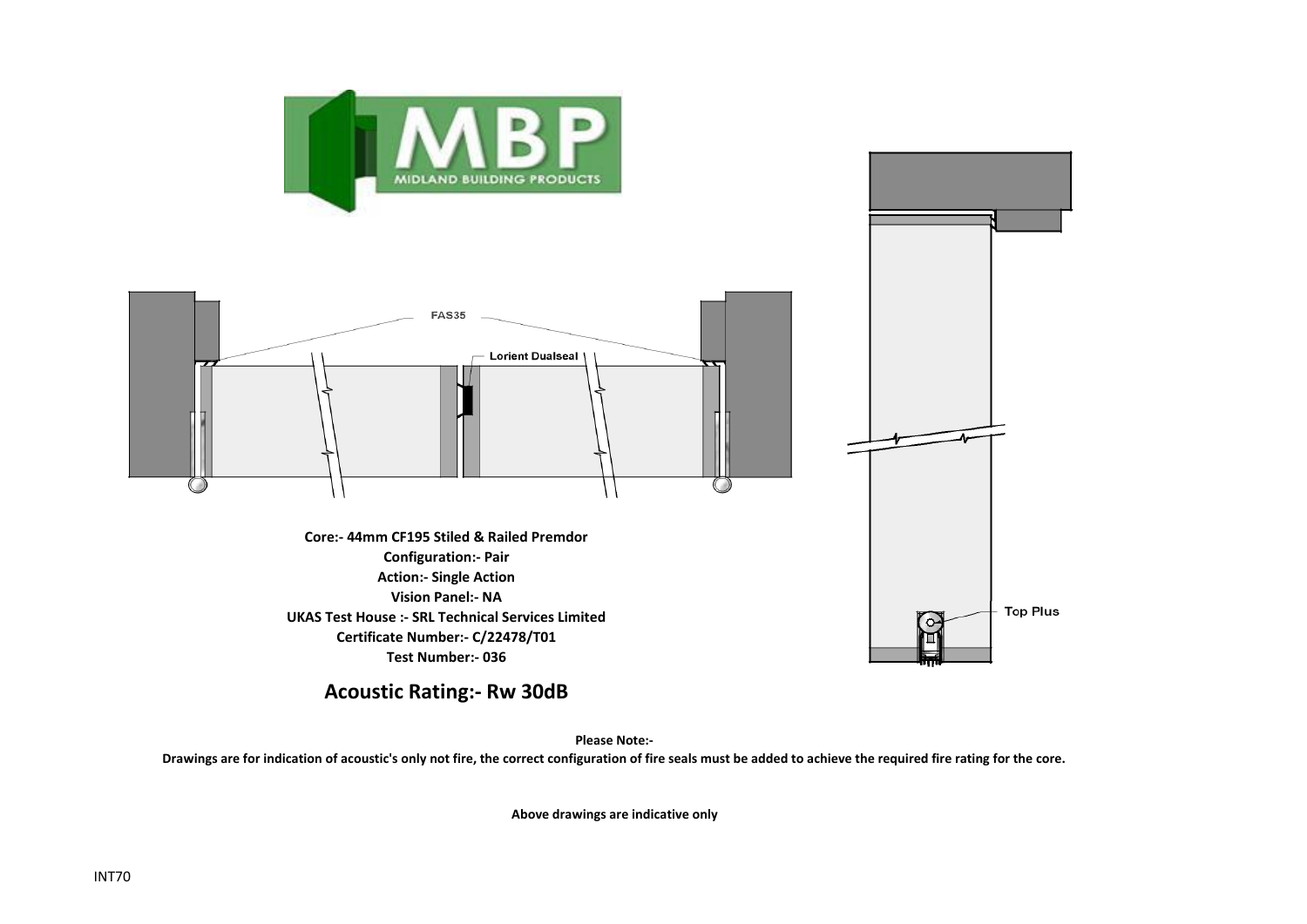MIDLAND BUILDING PRODUCTS

FAS35

Lorient Dualseal

Top Plus

**Core:- 44mm CF195 Stiled & Railed Premdor**
**Configuration:- Pair**
**Action:- Single Action**
**Vision Panel:- NA**
**UKAS Test House :- SRL Technical Services Limited**
**Certificate Number:- C/22478/T01**
**Test Number:- 036**

## Acoustic Rating:- Rw 30dB

**Please Note:-**

**Drawings are for indication of acoustic's only not fire, the correct configuration of fire seals must be added to achieve the required fire rating for the core.**

**Above drawings are indicative only**

INT70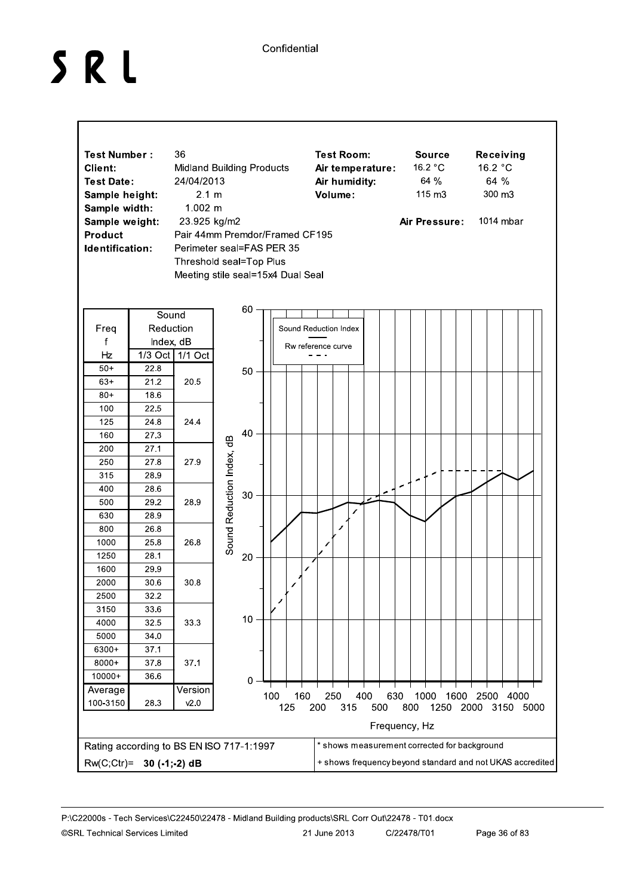Confidential

S R L

| | | | | | |
|---|---|---|---|---|---|
| **Test Number :** | 36 | **Test Room:** | **Source** | **Receiving** | |
| **Client:** | Midland Building Products | **Air temperature:** | 16.2 °C | 16.2 °C | |
| **Test Date:** | 24/04/2013 | **Air humidity:** | 64 % | 64 % | |
| **Sample height:** | 2.1 m | **Volume:** | 115 m3 | 300 m3 | |
| **Sample width:** | 1.002 m | | | | |
| **Sample weight:** | 23.925 kg/m2 | **Air Pressure:** | 1014 mbar | | |
| **Product Identification:** | Pair 44mm Premdor/Framed CF195<br>Perimeter seal=FAS PER 35<br>Threshold seal=Top Plus<br>Meeting stile seal=15x4 Dual Seal | | | | |

| Freq f Hz | Sound Reduction Index, dB 1/3 Oct | 1/1 Oct |
|---|---|---|
| 50+ | 22.8 | |
| 63+ | 21.2 | 20.5 |
| 80+ | 18.6 | |
| 100 | 22.5 | |
| 125 | 24.8 | 24.4 |
| 160 | 27.3 | |
| 200 | 27.1 | |
| 250 | 27.8 | 27.9 |
| 315 | 28.9 | |
| 400 | 28.6 | |
| 500 | 29.2 | 28.9 |
| 630 | 28.9 | |
| 800 | 26.8 | |
| 1000 | 25.8 | 26.8 |
| 1250 | 28.1 | |
| 1600 | 29.9 | |
| 2000 | 30.6 | 30.8 |
| 2500 | 32.2 | |
| 3150 | 33.6 | |
| 4000 | 32.5 | 33.3 |
| 5000 | 34.0 | |
| 6300+ | 37.1 | |
| 8000+ | 37.8 | 37.1 |
| 10000+ | 36.6 | |
| Average 100-3150 | 28.3 | Version v2.0 |

Sound Reduction Index

Rw reference curve

Sound Reduction Index, dB

0 10 20 30 40 50 60

100 125 160 200 250 315 400 500 630 800 1000 1250 1600 2000 2500 3150 4000 5000

Frequency, Hz

Rating according to BS EN ISO 717-1:1997

Rw(C;Ctr)= **30 (-1;-2) dB**

\* shows measurement corrected for background

\+ shows frequency beyond standard and not UKAS accredited

P:\C22000s - Tech Services\C22450\22478 - Midland Building products\SRL Corr Out\22478 - T01.docx

©SRL Technical Services Limited 21 June 2013 C/22478/T01